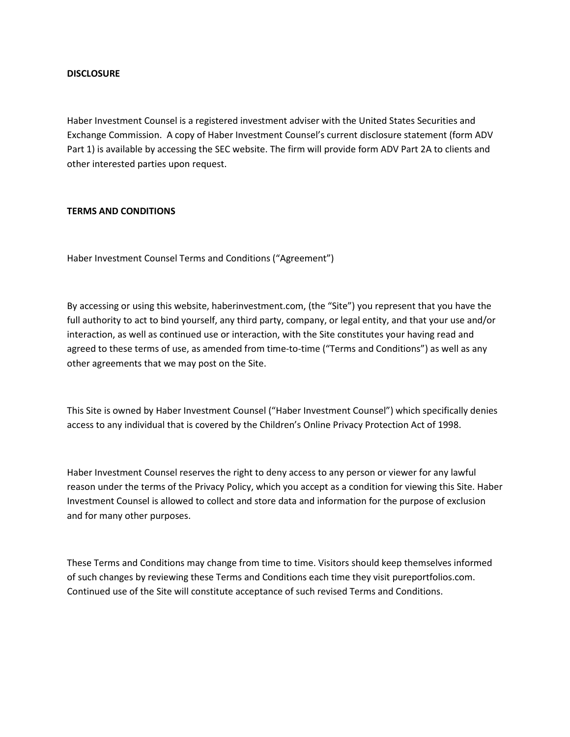**DISCLOSURE**

Haber Investment Counsel is a registered investment adviser with the United States Securities and Exchange Commission. A copy of Haber Investment Counsel's current disclosure statement (form ADV Part 1) is available by accessing the SEC website. The firm will provide form ADV Part 2A to clients and other interested parties upon request.

**TERMS AND CONDITIONS**

Haber Investment Counsel Terms and Conditions ("Agreement")

By accessing or using this website, haberinvestment.com, (the "Site") you represent that you have the full authority to act to bind yourself, any third party, company, or legal entity, and that your use and/or interaction, as well as continued use or interaction, with the Site constitutes your having read and agreed to these terms of use, as amended from time-to-time ("Terms and Conditions") as well as any other agreements that we may post on the Site.

This Site is owned by Haber Investment Counsel ("Haber Investment Counsel") which specifically denies access to any individual that is covered by the Children's Online Privacy Protection Act of 1998.

Haber Investment Counsel reserves the right to deny access to any person or viewer for any lawful reason under the terms of the Privacy Policy, which you accept as a condition for viewing this Site. Haber Investment Counsel is allowed to collect and store data and information for the purpose of exclusion and for many other purposes.

These Terms and Conditions may change from time to time. Visitors should keep themselves informed of such changes by reviewing these Terms and Conditions each time they visit pureportfolios.com. Continued use of the Site will constitute acceptance of such revised Terms and Conditions.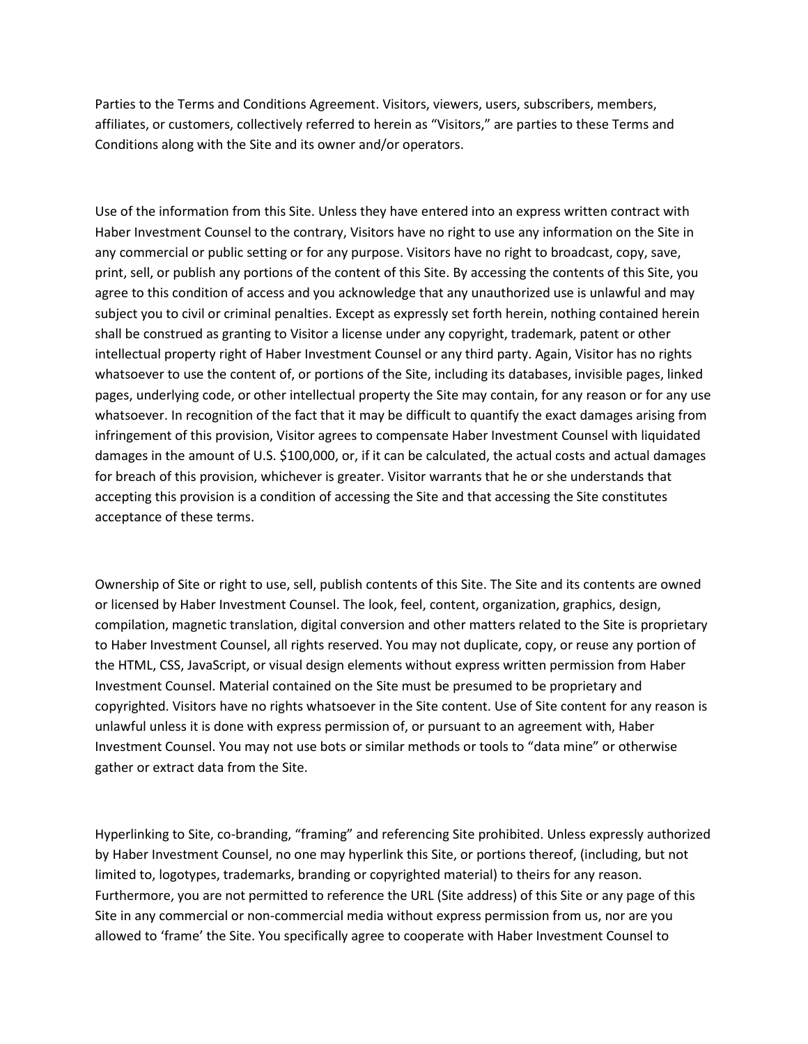Parties to the Terms and Conditions Agreement. Visitors, viewers, users, subscribers, members, affiliates, or customers, collectively referred to herein as "Visitors," are parties to these Terms and Conditions along with the Site and its owner and/or operators.

Use of the information from this Site. Unless they have entered into an express written contract with Haber Investment Counsel to the contrary, Visitors have no right to use any information on the Site in any commercial or public setting or for any purpose. Visitors have no right to broadcast, copy, save, print, sell, or publish any portions of the content of this Site. By accessing the contents of this Site, you agree to this condition of access and you acknowledge that any unauthorized use is unlawful and may subject you to civil or criminal penalties. Except as expressly set forth herein, nothing contained herein shall be construed as granting to Visitor a license under any copyright, trademark, patent or other intellectual property right of Haber Investment Counsel or any third party. Again, Visitor has no rights whatsoever to use the content of, or portions of the Site, including its databases, invisible pages, linked pages, underlying code, or other intellectual property the Site may contain, for any reason or for any use whatsoever. In recognition of the fact that it may be difficult to quantify the exact damages arising from infringement of this provision, Visitor agrees to compensate Haber Investment Counsel with liquidated damages in the amount of U.S. $100,000, or, if it can be calculated, the actual costs and actual damages for breach of this provision, whichever is greater. Visitor warrants that he or she understands that accepting this provision is a condition of accessing the Site and that accessing the Site constitutes acceptance of these terms.

Ownership of Site or right to use, sell, publish contents of this Site. The Site and its contents are owned or licensed by Haber Investment Counsel. The look, feel, content, organization, graphics, design, compilation, magnetic translation, digital conversion and other matters related to the Site is proprietary to Haber Investment Counsel, all rights reserved. You may not duplicate, copy, or reuse any portion of the HTML, CSS, JavaScript, or visual design elements without express written permission from Haber Investment Counsel. Material contained on the Site must be presumed to be proprietary and copyrighted. Visitors have no rights whatsoever in the Site content. Use of Site content for any reason is unlawful unless it is done with express permission of, or pursuant to an agreement with, Haber Investment Counsel. You may not use bots or similar methods or tools to "data mine" or otherwise gather or extract data from the Site.

Hyperlinking to Site, co-branding, "framing" and referencing Site prohibited. Unless expressly authorized by Haber Investment Counsel, no one may hyperlink this Site, or portions thereof, (including, but not limited to, logotypes, trademarks, branding or copyrighted material) to theirs for any reason. Furthermore, you are not permitted to reference the URL (Site address) of this Site or any page of this Site in any commercial or non-commercial media without express permission from us, nor are you allowed to 'frame' the Site. You specifically agree to cooperate with Haber Investment Counsel to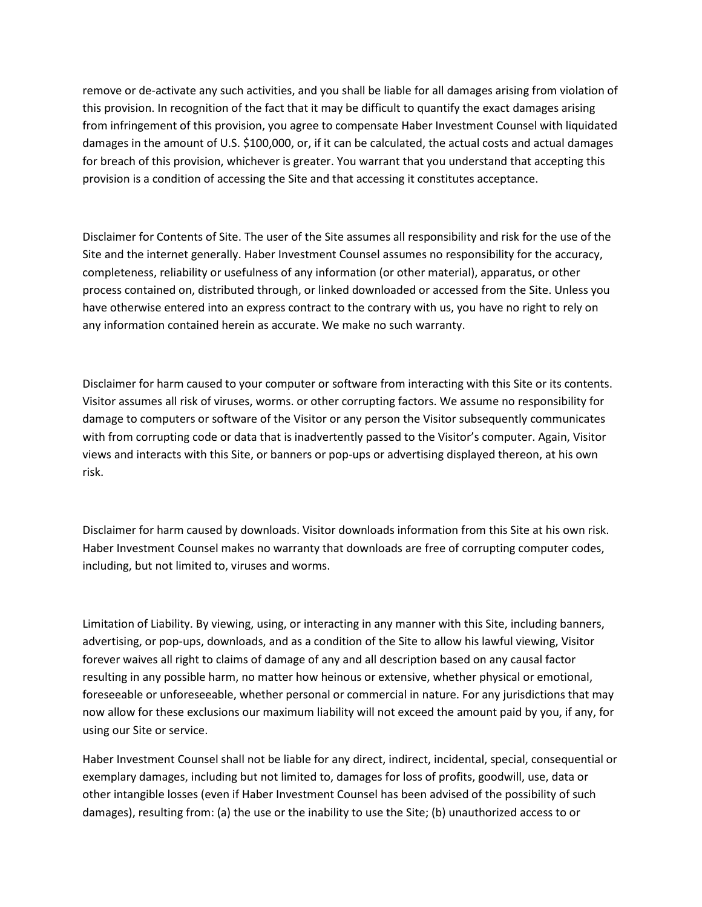remove or de-activate any such activities, and you shall be liable for all damages arising from violation of this provision. In recognition of the fact that it may be difficult to quantify the exact damages arising from infringement of this provision, you agree to compensate Haber Investment Counsel with liquidated damages in the amount of U.S. $100,000, or, if it can be calculated, the actual costs and actual damages for breach of this provision, whichever is greater. You warrant that you understand that accepting this provision is a condition of accessing the Site and that accessing it constitutes acceptance.

Disclaimer for Contents of Site. The user of the Site assumes all responsibility and risk for the use of the Site and the internet generally. Haber Investment Counsel assumes no responsibility for the accuracy, completeness, reliability or usefulness of any information (or other material), apparatus, or other process contained on, distributed through, or linked downloaded or accessed from the Site. Unless you have otherwise entered into an express contract to the contrary with us, you have no right to rely on any information contained herein as accurate. We make no such warranty.

Disclaimer for harm caused to your computer or software from interacting with this Site or its contents. Visitor assumes all risk of viruses, worms. or other corrupting factors. We assume no responsibility for damage to computers or software of the Visitor or any person the Visitor subsequently communicates with from corrupting code or data that is inadvertently passed to the Visitor's computer. Again, Visitor views and interacts with this Site, or banners or pop-ups or advertising displayed thereon, at his own risk.

Disclaimer for harm caused by downloads. Visitor downloads information from this Site at his own risk. Haber Investment Counsel makes no warranty that downloads are free of corrupting computer codes, including, but not limited to, viruses and worms.

Limitation of Liability. By viewing, using, or interacting in any manner with this Site, including banners, advertising, or pop-ups, downloads, and as a condition of the Site to allow his lawful viewing, Visitor forever waives all right to claims of damage of any and all description based on any causal factor resulting in any possible harm, no matter how heinous or extensive, whether physical or emotional, foreseeable or unforeseeable, whether personal or commercial in nature. For any jurisdictions that may now allow for these exclusions our maximum liability will not exceed the amount paid by you, if any, for using our Site or service.

Haber Investment Counsel shall not be liable for any direct, indirect, incidental, special, consequential or exemplary damages, including but not limited to, damages for loss of profits, goodwill, use, data or other intangible losses (even if Haber Investment Counsel has been advised of the possibility of such damages), resulting from: (a) the use or the inability to use the Site; (b) unauthorized access to or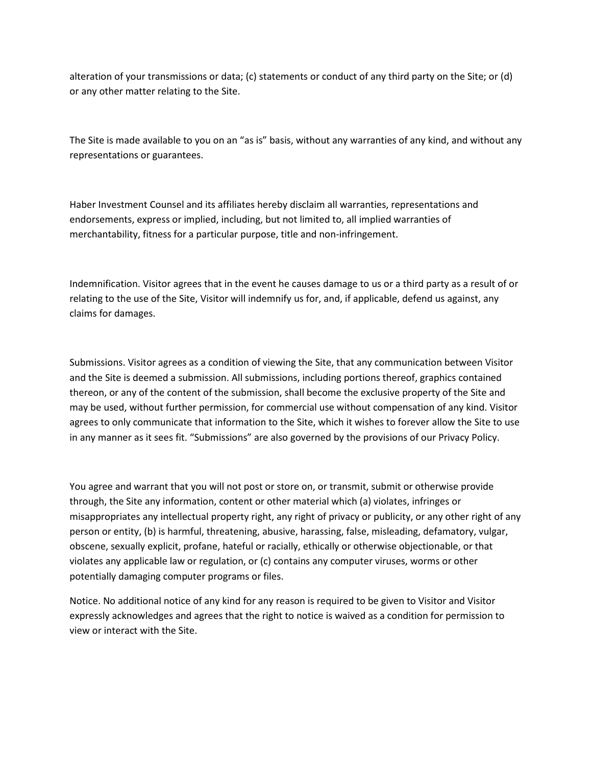alteration of your transmissions or data; (c) statements or conduct of any third party on the Site; or (d) or any other matter relating to the Site.

The Site is made available to you on an "as is" basis, without any warranties of any kind, and without any representations or guarantees.

Haber Investment Counsel and its affiliates hereby disclaim all warranties, representations and endorsements, express or implied, including, but not limited to, all implied warranties of merchantability, fitness for a particular purpose, title and non-infringement.

Indemnification. Visitor agrees that in the event he causes damage to us or a third party as a result of or relating to the use of the Site, Visitor will indemnify us for, and, if applicable, defend us against, any claims for damages.

Submissions. Visitor agrees as a condition of viewing the Site, that any communication between Visitor and the Site is deemed a submission. All submissions, including portions thereof, graphics contained thereon, or any of the content of the submission, shall become the exclusive property of the Site and may be used, without further permission, for commercial use without compensation of any kind. Visitor agrees to only communicate that information to the Site, which it wishes to forever allow the Site to use in any manner as it sees fit. "Submissions" are also governed by the provisions of our Privacy Policy.

You agree and warrant that you will not post or store on, or transmit, submit or otherwise provide through, the Site any information, content or other material which (a) violates, infringes or misappropriates any intellectual property right, any right of privacy or publicity, or any other right of any person or entity, (b) is harmful, threatening, abusive, harassing, false, misleading, defamatory, vulgar, obscene, sexually explicit, profane, hateful or racially, ethically or otherwise objectionable, or that violates any applicable law or regulation, or (c) contains any computer viruses, worms or other potentially damaging computer programs or files.

Notice. No additional notice of any kind for any reason is required to be given to Visitor and Visitor expressly acknowledges and agrees that the right to notice is waived as a condition for permission to view or interact with the Site.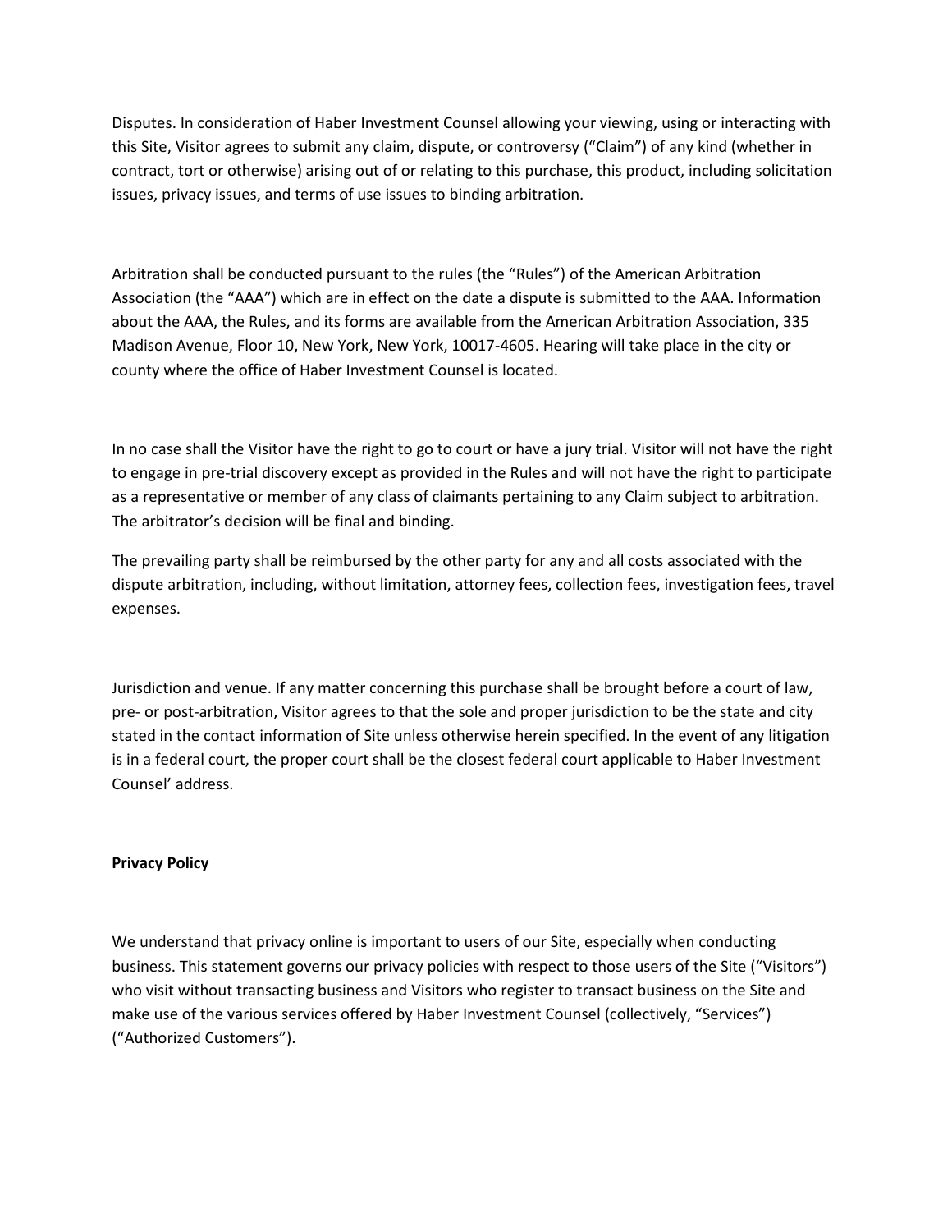Disputes. In consideration of Haber Investment Counsel allowing your viewing, using or interacting with this Site, Visitor agrees to submit any claim, dispute, or controversy ("Claim") of any kind (whether in contract, tort or otherwise) arising out of or relating to this purchase, this product, including solicitation issues, privacy issues, and terms of use issues to binding arbitration.

Arbitration shall be conducted pursuant to the rules (the "Rules") of the American Arbitration Association (the "AAA") which are in effect on the date a dispute is submitted to the AAA. Information about the AAA, the Rules, and its forms are available from the American Arbitration Association, 335 Madison Avenue, Floor 10, New York, New York, 10017-4605. Hearing will take place in the city or county where the office of Haber Investment Counsel is located.

In no case shall the Visitor have the right to go to court or have a jury trial. Visitor will not have the right to engage in pre-trial discovery except as provided in the Rules and will not have the right to participate as a representative or member of any class of claimants pertaining to any Claim subject to arbitration. The arbitrator's decision will be final and binding.

The prevailing party shall be reimbursed by the other party for any and all costs associated with the dispute arbitration, including, without limitation, attorney fees, collection fees, investigation fees, travel expenses.

Jurisdiction and venue. If any matter concerning this purchase shall be brought before a court of law, pre- or post-arbitration, Visitor agrees to that the sole and proper jurisdiction to be the state and city stated in the contact information of Site unless otherwise herein specified. In the event of any litigation is in a federal court, the proper court shall be the closest federal court applicable to Haber Investment Counsel' address.

**Privacy Policy**

We understand that privacy online is important to users of our Site, especially when conducting business. This statement governs our privacy policies with respect to those users of the Site ("Visitors") who visit without transacting business and Visitors who register to transact business on the Site and make use of the various services offered by Haber Investment Counsel (collectively, "Services") ("Authorized Customers").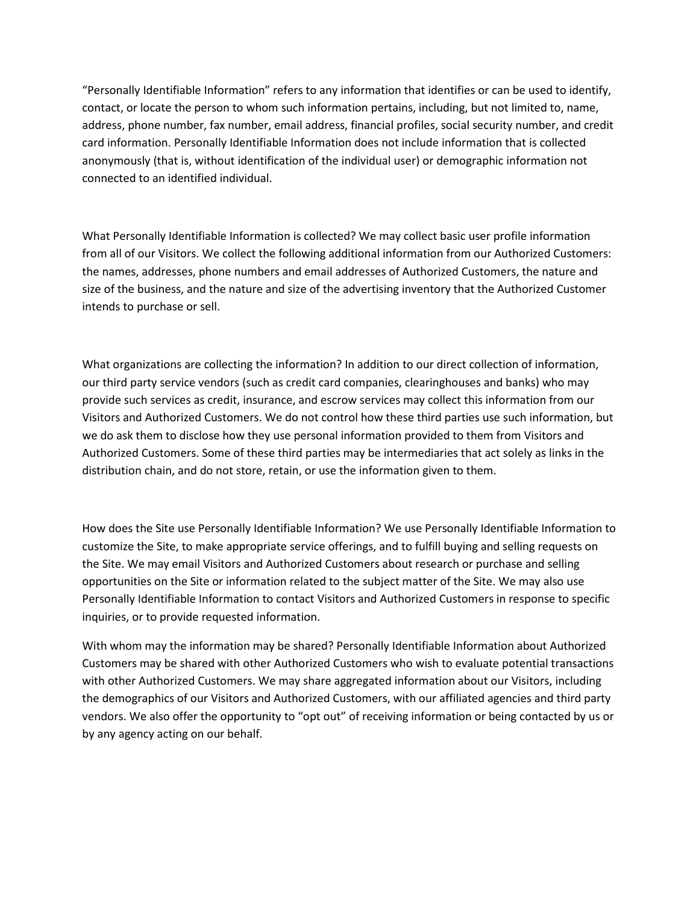“Personally Identifiable Information” refers to any information that identifies or can be used to identify, contact, or locate the person to whom such information pertains, including, but not limited to, name, address, phone number, fax number, email address, financial profiles, social security number, and credit card information. Personally Identifiable Information does not include information that is collected anonymously (that is, without identification of the individual user) or demographic information not connected to an identified individual.

What Personally Identifiable Information is collected? We may collect basic user profile information from all of our Visitors. We collect the following additional information from our Authorized Customers: the names, addresses, phone numbers and email addresses of Authorized Customers, the nature and size of the business, and the nature and size of the advertising inventory that the Authorized Customer intends to purchase or sell.

What organizations are collecting the information? In addition to our direct collection of information, our third party service vendors (such as credit card companies, clearinghouses and banks) who may provide such services as credit, insurance, and escrow services may collect this information from our Visitors and Authorized Customers. We do not control how these third parties use such information, but we do ask them to disclose how they use personal information provided to them from Visitors and Authorized Customers. Some of these third parties may be intermediaries that act solely as links in the distribution chain, and do not store, retain, or use the information given to them.

How does the Site use Personally Identifiable Information? We use Personally Identifiable Information to customize the Site, to make appropriate service offerings, and to fulfill buying and selling requests on the Site. We may email Visitors and Authorized Customers about research or purchase and selling opportunities on the Site or information related to the subject matter of the Site. We may also use Personally Identifiable Information to contact Visitors and Authorized Customers in response to specific inquiries, or to provide requested information.

With whom may the information may be shared? Personally Identifiable Information about Authorized Customers may be shared with other Authorized Customers who wish to evaluate potential transactions with other Authorized Customers. We may share aggregated information about our Visitors, including the demographics of our Visitors and Authorized Customers, with our affiliated agencies and third party vendors. We also offer the opportunity to “opt out” of receiving information or being contacted by us or by any agency acting on our behalf.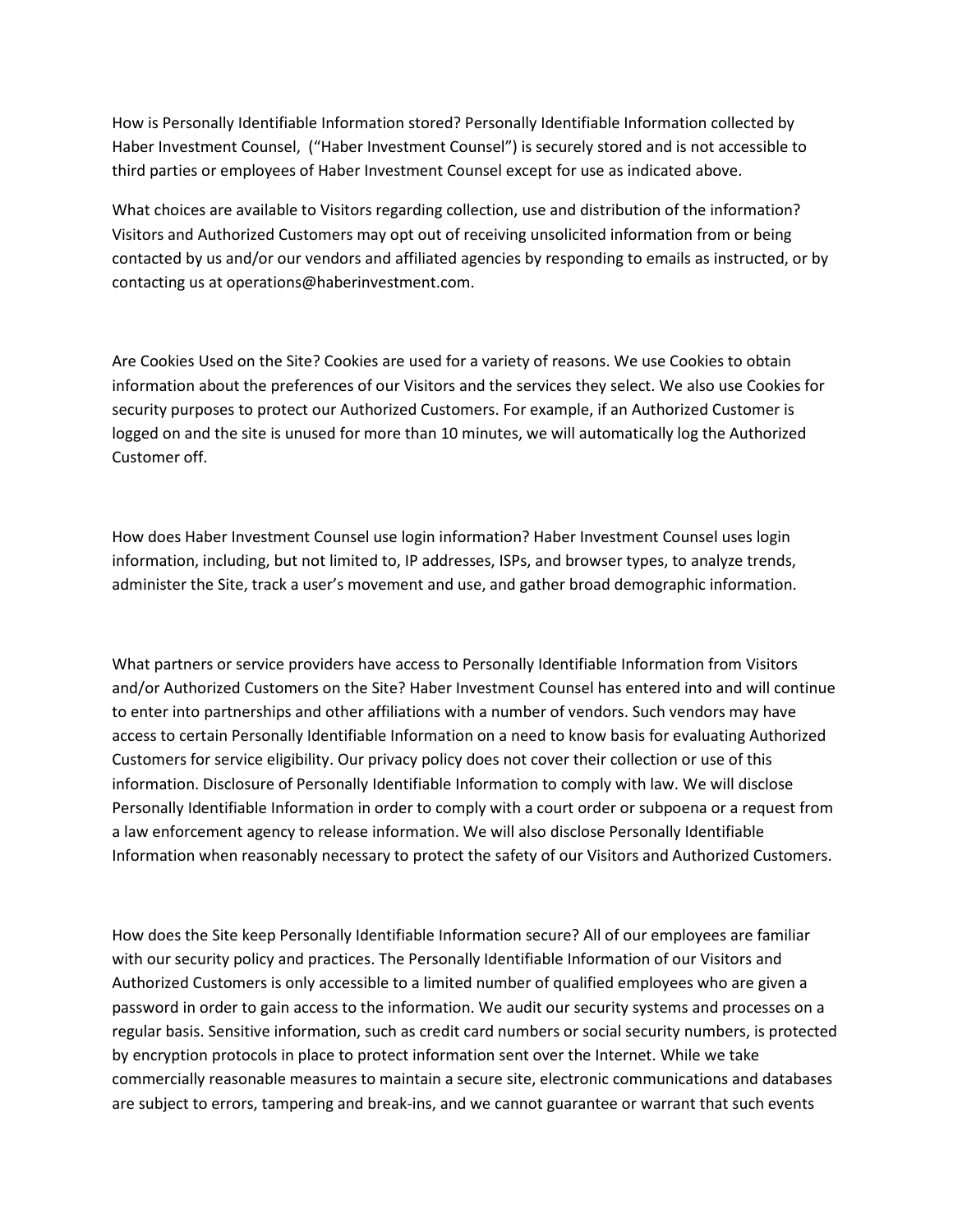How is Personally Identifiable Information stored? Personally Identifiable Information collected by Haber Investment Counsel,  ("Haber Investment Counsel") is securely stored and is not accessible to third parties or employees of Haber Investment Counsel except for use as indicated above.

What choices are available to Visitors regarding collection, use and distribution of the information? Visitors and Authorized Customers may opt out of receiving unsolicited information from or being contacted by us and/or our vendors and affiliated agencies by responding to emails as instructed, or by contacting us at operations@haberinvestment.com.

Are Cookies Used on the Site? Cookies are used for a variety of reasons. We use Cookies to obtain information about the preferences of our Visitors and the services they select. We also use Cookies for security purposes to protect our Authorized Customers. For example, if an Authorized Customer is logged on and the site is unused for more than 10 minutes, we will automatically log the Authorized Customer off.

How does Haber Investment Counsel use login information? Haber Investment Counsel uses login information, including, but not limited to, IP addresses, ISPs, and browser types, to analyze trends, administer the Site, track a user's movement and use, and gather broad demographic information.

What partners or service providers have access to Personally Identifiable Information from Visitors and/or Authorized Customers on the Site? Haber Investment Counsel has entered into and will continue to enter into partnerships and other affiliations with a number of vendors. Such vendors may have access to certain Personally Identifiable Information on a need to know basis for evaluating Authorized Customers for service eligibility. Our privacy policy does not cover their collection or use of this information. Disclosure of Personally Identifiable Information to comply with law. We will disclose Personally Identifiable Information in order to comply with a court order or subpoena or a request from a law enforcement agency to release information. We will also disclose Personally Identifiable Information when reasonably necessary to protect the safety of our Visitors and Authorized Customers.

How does the Site keep Personally Identifiable Information secure? All of our employees are familiar with our security policy and practices. The Personally Identifiable Information of our Visitors and Authorized Customers is only accessible to a limited number of qualified employees who are given a password in order to gain access to the information. We audit our security systems and processes on a regular basis. Sensitive information, such as credit card numbers or social security numbers, is protected by encryption protocols in place to protect information sent over the Internet. While we take commercially reasonable measures to maintain a secure site, electronic communications and databases are subject to errors, tampering and break-ins, and we cannot guarantee or warrant that such events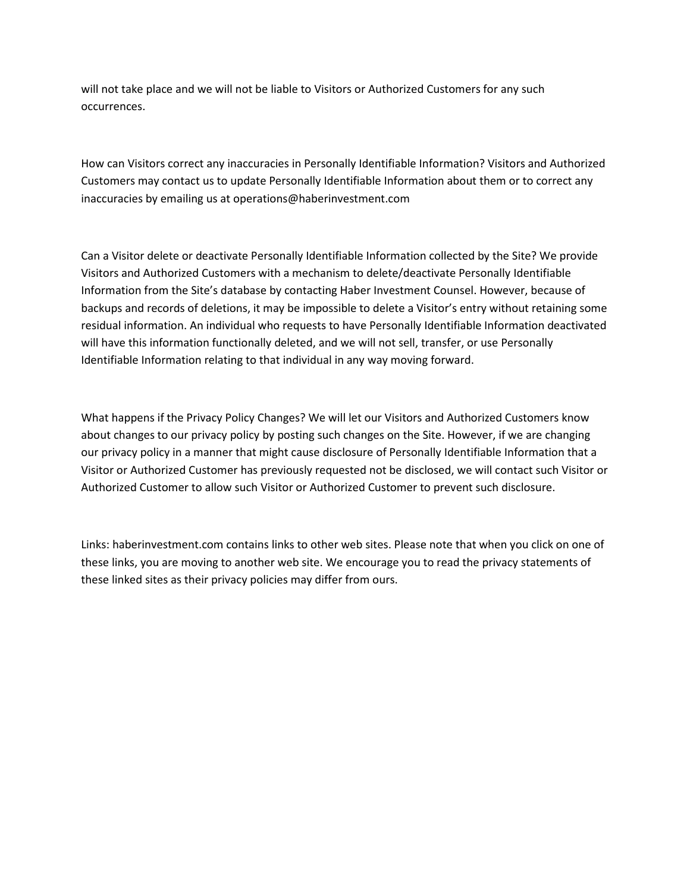will not take place and we will not be liable to Visitors or Authorized Customers for any such occurrences.

How can Visitors correct any inaccuracies in Personally Identifiable Information? Visitors and Authorized Customers may contact us to update Personally Identifiable Information about them or to correct any inaccuracies by emailing us at operations@haberinvestment.com

Can a Visitor delete or deactivate Personally Identifiable Information collected by the Site? We provide Visitors and Authorized Customers with a mechanism to delete/deactivate Personally Identifiable Information from the Site's database by contacting Haber Investment Counsel. However, because of backups and records of deletions, it may be impossible to delete a Visitor's entry without retaining some residual information. An individual who requests to have Personally Identifiable Information deactivated will have this information functionally deleted, and we will not sell, transfer, or use Personally Identifiable Information relating to that individual in any way moving forward.

What happens if the Privacy Policy Changes? We will let our Visitors and Authorized Customers know about changes to our privacy policy by posting such changes on the Site. However, if we are changing our privacy policy in a manner that might cause disclosure of Personally Identifiable Information that a Visitor or Authorized Customer has previously requested not be disclosed, we will contact such Visitor or Authorized Customer to allow such Visitor or Authorized Customer to prevent such disclosure.

Links: haberinvestment.com contains links to other web sites. Please note that when you click on one of these links, you are moving to another web site. We encourage you to read the privacy statements of these linked sites as their privacy policies may differ from ours.